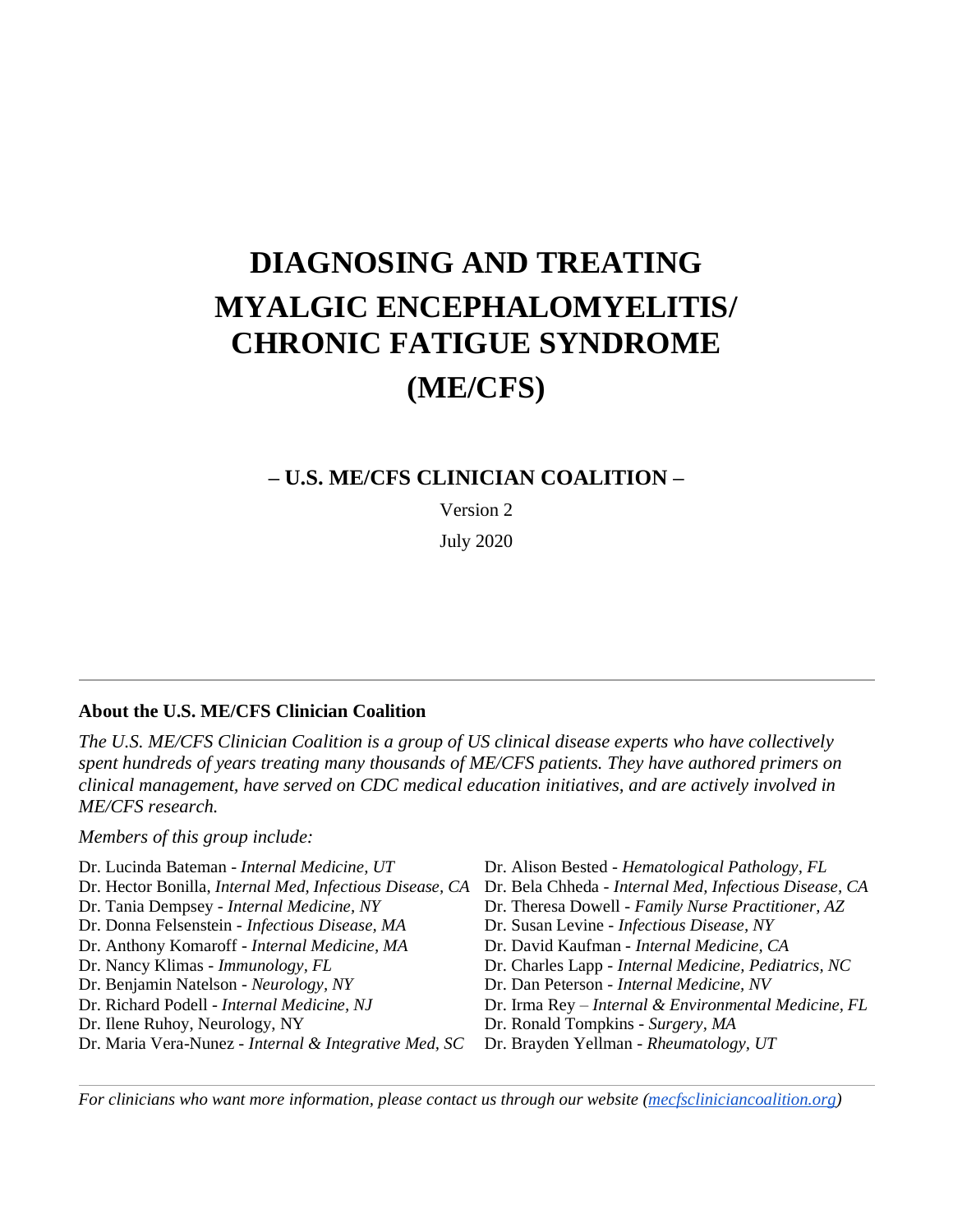# DIAGNOSING AND TREATING MYALGIC ENCEPHALOMYELITIS/ CHRONIC FATIGUE SYNDROME (ME/CFS)

## – U.S. ME/CFS CLINICIAN COALITION –

Version 2

July 2020

---

**About the U.S. ME/CFS Clinician Coalition**

*The U.S. ME/CFS Clinician Coalition is a group of US clinical disease experts who have collectively spent hundreds of years treating many thousands of ME/CFS patients. They have authored primers on clinical management, have served on CDC medical education initiatives, and are actively involved in ME/CFS research.*

*Members of this group include:*

- Dr. Lucinda Bateman - *Internal Medicine, UT*
- Dr. Hector Bonilla, *Internal Med, Infectious Disease, CA*
- Dr. Tania Dempsey - *Internal Medicine, NY*
- Dr. Donna Felsenstein - *Infectious Disease, MA*
- Dr. Anthony Komaroff - *Internal Medicine, MA*
- Dr. Nancy Klimas - *Immunology, FL*
- Dr. Benjamin Natelson - *Neurology, NY*
- Dr. Richard Podell - *Internal Medicine, NJ*
- Dr. Ilene Ruhoy, Neurology, NY
- Dr. Maria Vera-Nunez - *Internal & Integrative Med, SC*
- Dr. Alison Bested - *Hematological Pathology, FL*
- Dr. Bela Chheda - *Internal Med, Infectious Disease, CA*
- Dr. Theresa Dowell - *Family Nurse Practitioner, AZ*
- Dr. Susan Levine - *Infectious Disease, NY*
- Dr. David Kaufman - *Internal Medicine, CA*
- Dr. Charles Lapp - *Internal Medicine, Pediatrics, NC*
- Dr. Dan Peterson - *Internal Medicine, NV*
- Dr. Irma Rey – *Internal & Environmental Medicine, FL*
- Dr. Ronald Tompkins - *Surgery, MA*
- Dr. Brayden Yellman - *Rheumatology, UT*

---

*For clinicians who want more information, please contact us through our website (mecfscliniciancoalition.org)*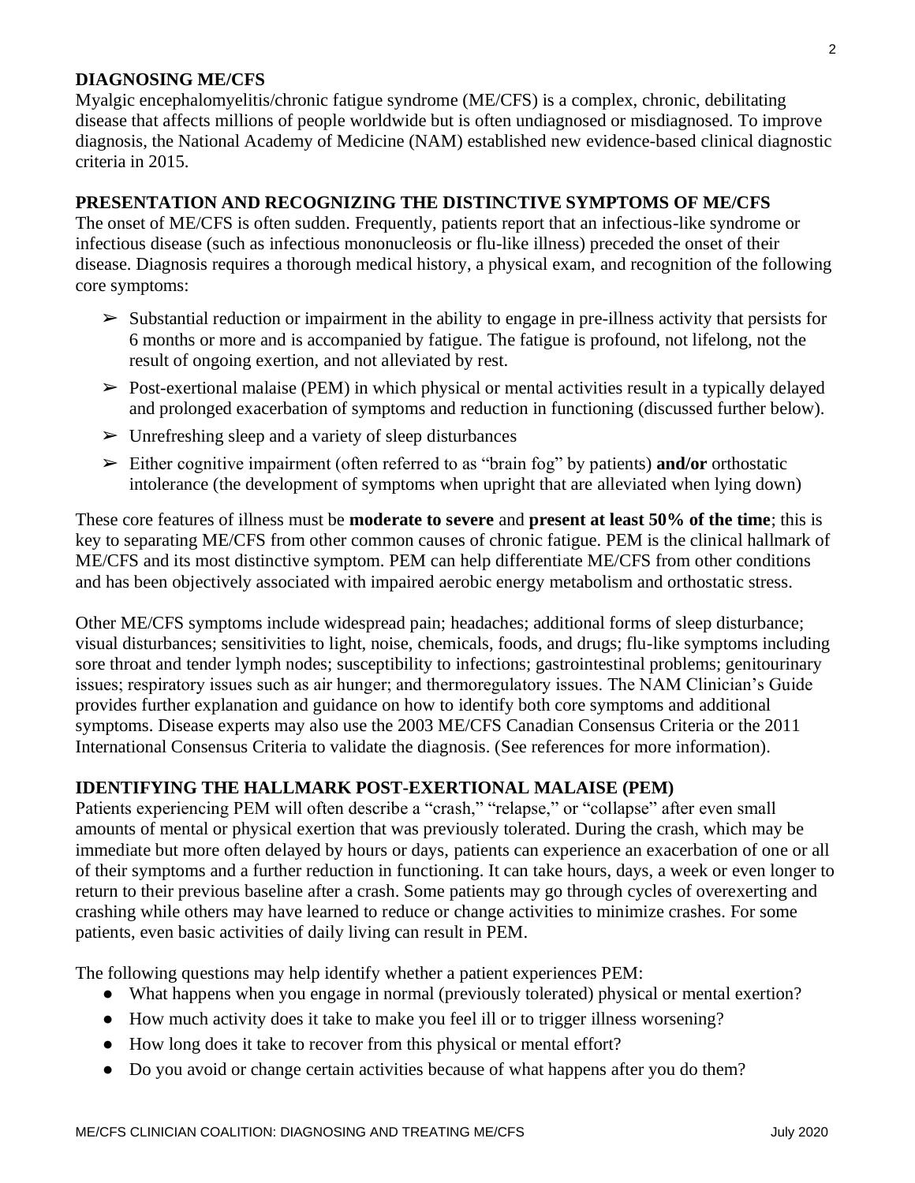## DIAGNOSING ME/CFS

Myalgic encephalomyelitis/chronic fatigue syndrome (ME/CFS) is a complex, chronic, debilitating disease that affects millions of people worldwide but is often undiagnosed or misdiagnosed. To improve diagnosis, the National Academy of Medicine (NAM) established new evidence-based clinical diagnostic criteria in 2015.

## PRESENTATION AND RECOGNIZING THE DISTINCTIVE SYMPTOMS OF ME/CFS

The onset of ME/CFS is often sudden. Frequently, patients report that an infectious-like syndrome or infectious disease (such as infectious mononucleosis or flu-like illness) preceded the onset of their disease. Diagnosis requires a thorough medical history, a physical exam, and recognition of the following core symptoms:

- Substantial reduction or impairment in the ability to engage in pre-illness activity that persists for 6 months or more and is accompanied by fatigue. The fatigue is profound, not lifelong, not the result of ongoing exertion, and not alleviated by rest.
- Post-exertional malaise (PEM) in which physical or mental activities result in a typically delayed and prolonged exacerbation of symptoms and reduction in functioning (discussed further below).
- Unrefreshing sleep and a variety of sleep disturbances
- Either cognitive impairment (often referred to as "brain fog" by patients) **and/or** orthostatic intolerance (the development of symptoms when upright that are alleviated when lying down)

These core features of illness must be **moderate to severe** and **present at least 50% of the time**; this is key to separating ME/CFS from other common causes of chronic fatigue. PEM is the clinical hallmark of ME/CFS and its most distinctive symptom. PEM can help differentiate ME/CFS from other conditions and has been objectively associated with impaired aerobic energy metabolism and orthostatic stress.

Other ME/CFS symptoms include widespread pain; headaches; additional forms of sleep disturbance; visual disturbances; sensitivities to light, noise, chemicals, foods, and drugs; flu-like symptoms including sore throat and tender lymph nodes; susceptibility to infections; gastrointestinal problems; genitourinary issues; respiratory issues such as air hunger; and thermoregulatory issues. The NAM Clinician's Guide provides further explanation and guidance on how to identify both core symptoms and additional symptoms. Disease experts may also use the 2003 ME/CFS Canadian Consensus Criteria or the 2011 International Consensus Criteria to validate the diagnosis. (See references for more information).

## IDENTIFYING THE HALLMARK POST-EXERTIONAL MALAISE (PEM)

Patients experiencing PEM will often describe a "crash," "relapse," or "collapse" after even small amounts of mental or physical exertion that was previously tolerated. During the crash, which may be immediate but more often delayed by hours or days, patients can experience an exacerbation of one or all of their symptoms and a further reduction in functioning. It can take hours, days, a week or even longer to return to their previous baseline after a crash. Some patients may go through cycles of overexerting and crashing while others may have learned to reduce or change activities to minimize crashes. For some patients, even basic activities of daily living can result in PEM.

The following questions may help identify whether a patient experiences PEM:

- What happens when you engage in normal (previously tolerated) physical or mental exertion?
- How much activity does it take to make you feel ill or to trigger illness worsening?
- How long does it take to recover from this physical or mental effort?
- Do you avoid or change certain activities because of what happens after you do them?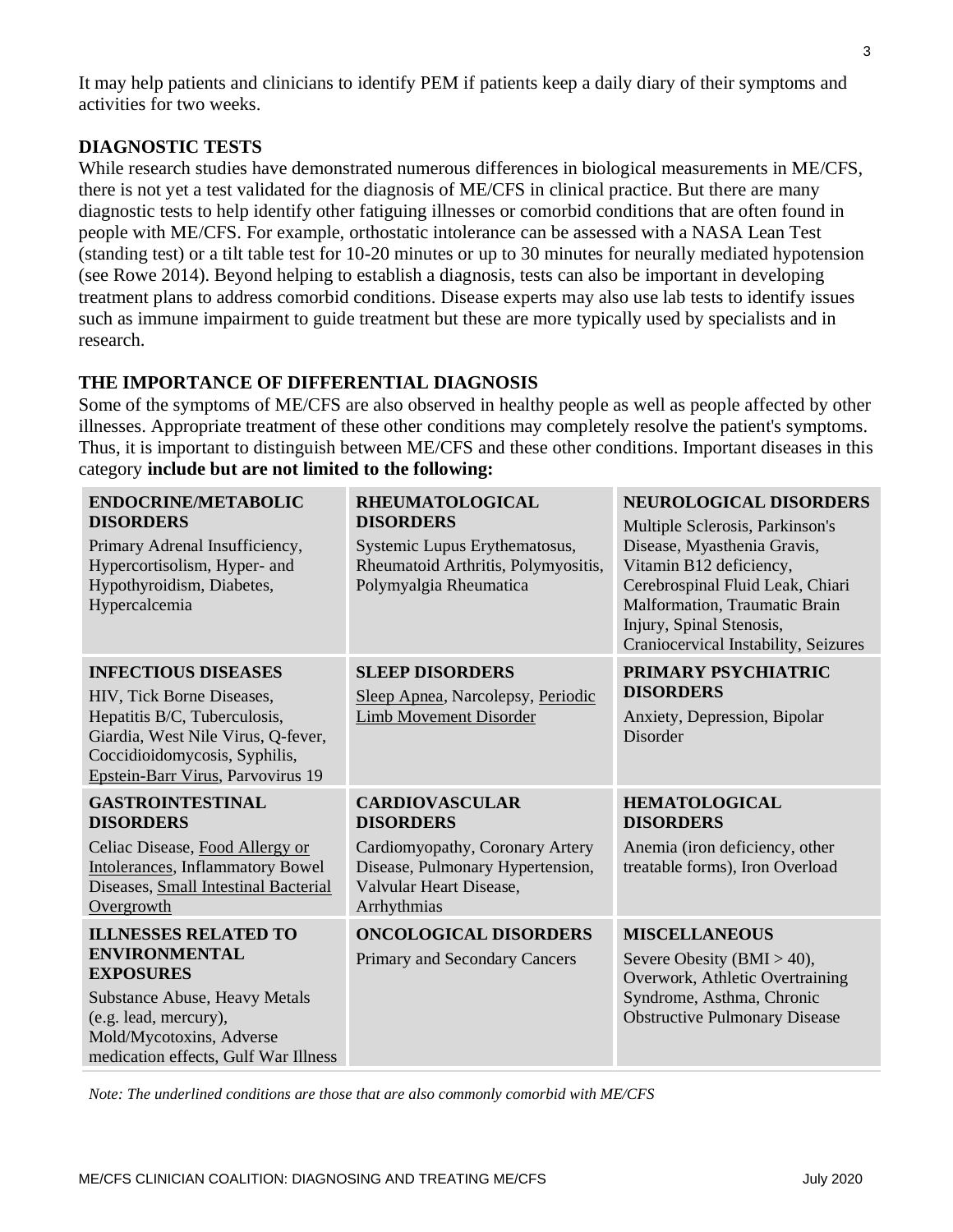It may help patients and clinicians to identify PEM if patients keep a daily diary of their symptoms and activities for two weeks.

## DIAGNOSTIC TESTS

While research studies have demonstrated numerous differences in biological measurements in ME/CFS, there is not yet a test validated for the diagnosis of ME/CFS in clinical practice. But there are many diagnostic tests to help identify other fatiguing illnesses or comorbid conditions that are often found in people with ME/CFS. For example, orthostatic intolerance can be assessed with a NASA Lean Test (standing test) or a tilt table test for 10-20 minutes or up to 30 minutes for neurally mediated hypotension (see Rowe 2014). Beyond helping to establish a diagnosis, tests can also be important in developing treatment plans to address comorbid conditions. Disease experts may also use lab tests to identify issues such as immune impairment to guide treatment but these are more typically used by specialists and in research.

## THE IMPORTANCE OF DIFFERENTIAL DIAGNOSIS

Some of the symptoms of ME/CFS are also observed in healthy people as well as people affected by other illnesses. Appropriate treatment of these other conditions may completely resolve the patient's symptoms. Thus, it is important to distinguish between ME/CFS and these other conditions. Important diseases in this category **include but are not limited to the following:**

| | | |
|---|---|---|
| **ENDOCRINE/METABOLIC DISORDERS** Primary Adrenal Insufficiency, Hypercortisolism, Hyper- and Hypothyroidism, Diabetes, Hypercalcemia | **RHEUMATOLOGICAL DISORDERS** Systemic Lupus Erythematosus, Rheumatoid Arthritis, Polymyositis, Polymyalgia Rheumatica | **NEUROLOGICAL DISORDERS** Multiple Sclerosis, Parkinson's Disease, Myasthenia Gravis, Vitamin B12 deficiency, Cerebrospinal Fluid Leak, Chiari Malformation, Traumatic Brain Injury, Spinal Stenosis, Craniocervical Instability, Seizures |
| **INFECTIOUS DISEASES** HIV, Tick Borne Diseases, Hepatitis B/C, Tuberculosis, Giardia, West Nile Virus, Q-fever, Coccidioidomycosis, Syphilis, <u>Epstein-Barr Virus</u>, Parvovirus 19 | **SLEEP DISORDERS** <u>Sleep Apnea</u>, Narcolepsy, <u>Periodic Limb Movement Disorder</u> | **PRIMARY PSYCHIATRIC DISORDERS** Anxiety, Depression, Bipolar Disorder |
| **GASTROINTESTINAL DISORDERS** Celiac Disease, <u>Food Allergy or Intolerances</u>, Inflammatory Bowel Diseases, <u>Small Intestinal Bacterial Overgrowth</u> | **CARDIOVASCULAR DISORDERS** Cardiomyopathy, Coronary Artery Disease, Pulmonary Hypertension, Valvular Heart Disease, Arrhythmias | **HEMATOLOGICAL DISORDERS** Anemia (iron deficiency, other treatable forms), Iron Overload |
| **ILLNESSES RELATED TO ENVIRONMENTAL EXPOSURES** Substance Abuse, Heavy Metals (e.g. lead, mercury), Mold/Mycotoxins, Adverse medication effects, Gulf War Illness | **ONCOLOGICAL DISORDERS** Primary and Secondary Cancers | **MISCELLANEOUS** Severe Obesity (BMI > 40), Overwork, Athletic Overtraining Syndrome, Asthma, Chronic Obstructive Pulmonary Disease |

*Note: The underlined conditions are those that are also commonly comorbid with ME/CFS*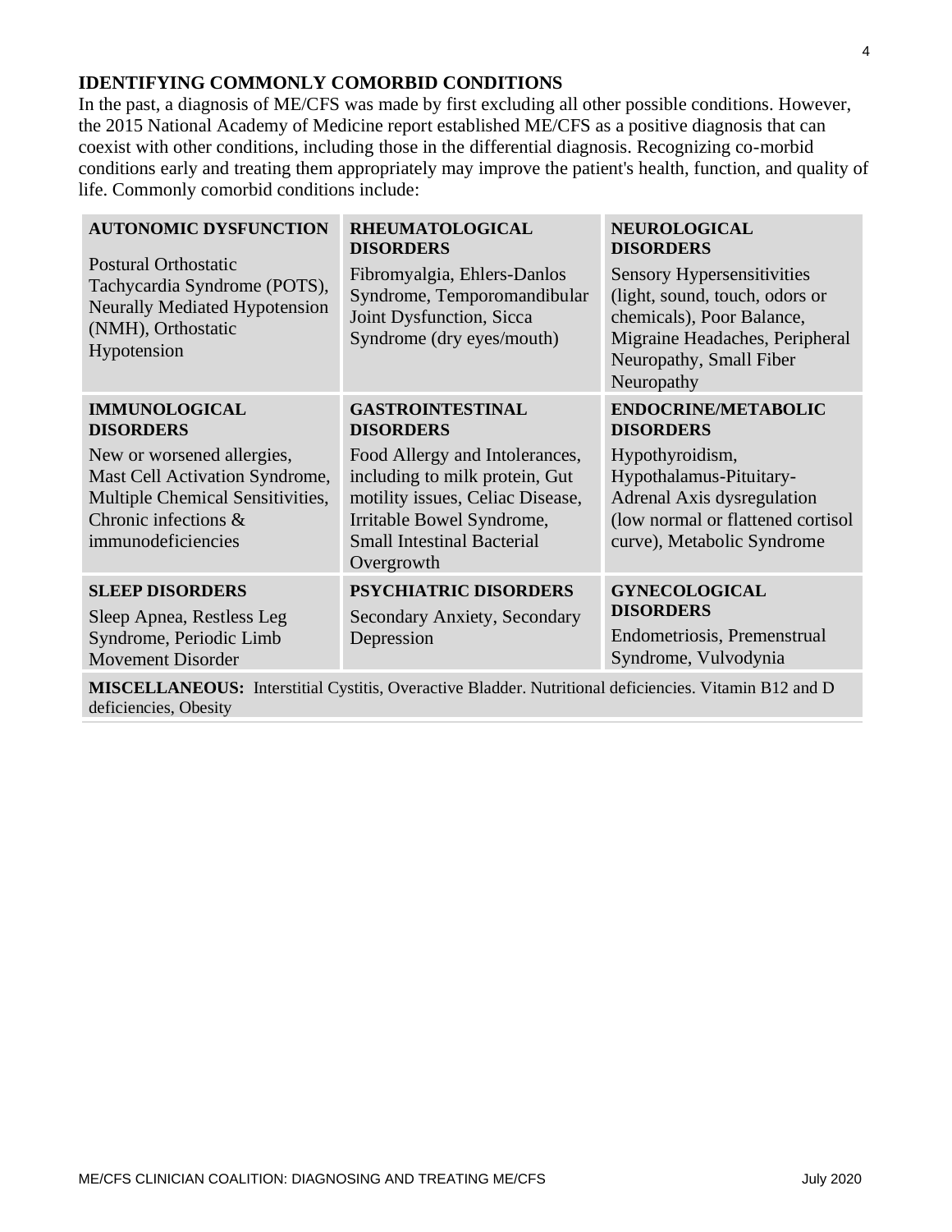## IDENTIFYING COMMONLY COMORBID CONDITIONS

In the past, a diagnosis of ME/CFS was made by first excluding all other possible conditions. However, the 2015 National Academy of Medicine report established ME/CFS as a positive diagnosis that can coexist with other conditions, including those in the differential diagnosis. Recognizing co-morbid conditions early and treating them appropriately may improve the patient's health, function, and quality of life. Commonly comorbid conditions include:

| **AUTONOMIC DYSFUNCTION** | **RHEUMATOLOGICAL DISORDERS** | **NEUROLOGICAL DISORDERS** |
|---|---|---|
| Postural Orthostatic Tachycardia Syndrome (POTS), Neurally Mediated Hypotension (NMH), Orthostatic Hypotension | Fibromyalgia, Ehlers-Danlos Syndrome, Temporomandibular Joint Dysfunction, Sicca Syndrome (dry eyes/mouth) | Sensory Hypersensitivities (light, sound, touch, odors or chemicals), Poor Balance, Migraine Headaches, Peripheral Neuropathy, Small Fiber Neuropathy |
| **IMMUNOLOGICAL DISORDERS** | **GASTROINTESTINAL DISORDERS** | **ENDOCRINE/METABOLIC DISORDERS** |
| New or worsened allergies, Mast Cell Activation Syndrome, Multiple Chemical Sensitivities, Chronic infections & immunodeficiencies | Food Allergy and Intolerances, including to milk protein, Gut motility issues, Celiac Disease, Irritable Bowel Syndrome, Small Intestinal Bacterial Overgrowth | Hypothyroidism, Hypothalamus-Pituitary-Adrenal Axis dysregulation (low normal or flattened cortisol curve), Metabolic Syndrome |
| **SLEEP DISORDERS** | **PSYCHIATRIC DISORDERS** | **GYNECOLOGICAL DISORDERS** |
| Sleep Apnea, Restless Leg Syndrome, Periodic Limb Movement Disorder | Secondary Anxiety, Secondary Depression | Endometriosis, Premenstrual Syndrome, Vulvodynia |

**MISCELLANEOUS:** Interstitial Cystitis, Overactive Bladder. Nutritional deficiencies. Vitamin B12 and D deficiencies, Obesity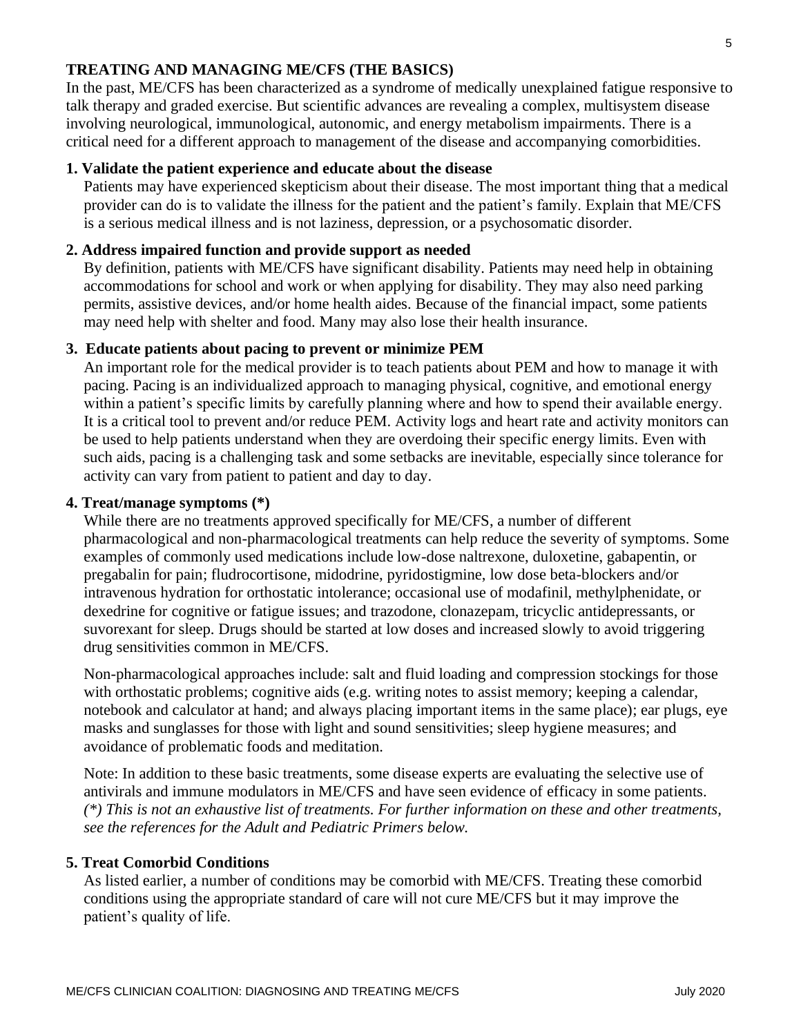## TREATING AND MANAGING ME/CFS (THE BASICS)

In the past, ME/CFS has been characterized as a syndrome of medically unexplained fatigue responsive to talk therapy and graded exercise. But scientific advances are revealing a complex, multisystem disease involving neurological, immunological, autonomic, and energy metabolism impairments. There is a critical need for a different approach to management of the disease and accompanying comorbidities.

### 1. Validate the patient experience and educate about the disease

Patients may have experienced skepticism about their disease. The most important thing that a medical provider can do is to validate the illness for the patient and the patient's family. Explain that ME/CFS is a serious medical illness and is not laziness, depression, or a psychosomatic disorder.

### 2. Address impaired function and provide support as needed

By definition, patients with ME/CFS have significant disability. Patients may need help in obtaining accommodations for school and work or when applying for disability. They may also need parking permits, assistive devices, and/or home health aides. Because of the financial impact, some patients may need help with shelter and food. Many may also lose their health insurance.

### 3. Educate patients about pacing to prevent or minimize PEM

An important role for the medical provider is to teach patients about PEM and how to manage it with pacing. Pacing is an individualized approach to managing physical, cognitive, and emotional energy within a patient's specific limits by carefully planning where and how to spend their available energy. It is a critical tool to prevent and/or reduce PEM. Activity logs and heart rate and activity monitors can be used to help patients understand when they are overdoing their specific energy limits. Even with such aids, pacing is a challenging task and some setbacks are inevitable, especially since tolerance for activity can vary from patient to patient and day to day.

### 4. Treat/manage symptoms (*)

While there are no treatments approved specifically for ME/CFS, a number of different pharmacological and non-pharmacological treatments can help reduce the severity of symptoms. Some examples of commonly used medications include low-dose naltrexone, duloxetine, gabapentin, or pregabalin for pain; fludrocortisone, midodrine, pyridostigmine, low dose beta-blockers and/or intravenous hydration for orthostatic intolerance; occasional use of modafinil, methylphenidate, or dexedrine for cognitive or fatigue issues; and trazodone, clonazepam, tricyclic antidepressants, or suvorexant for sleep. Drugs should be started at low doses and increased slowly to avoid triggering drug sensitivities common in ME/CFS.

Non-pharmacological approaches include: salt and fluid loading and compression stockings for those with orthostatic problems; cognitive aids (e.g. writing notes to assist memory; keeping a calendar, notebook and calculator at hand; and always placing important items in the same place); ear plugs, eye masks and sunglasses for those with light and sound sensitivities; sleep hygiene measures; and avoidance of problematic foods and meditation.

Note: In addition to these basic treatments, some disease experts are evaluating the selective use of antivirals and immune modulators in ME/CFS and have seen evidence of efficacy in some patients. *(*) This is not an exhaustive list of treatments. For further information on these and other treatments, see the references for the Adult and Pediatric Primers below.*

### 5. Treat Comorbid Conditions

As listed earlier, a number of conditions may be comorbid with ME/CFS. Treating these comorbid conditions using the appropriate standard of care will not cure ME/CFS but it may improve the patient's quality of life.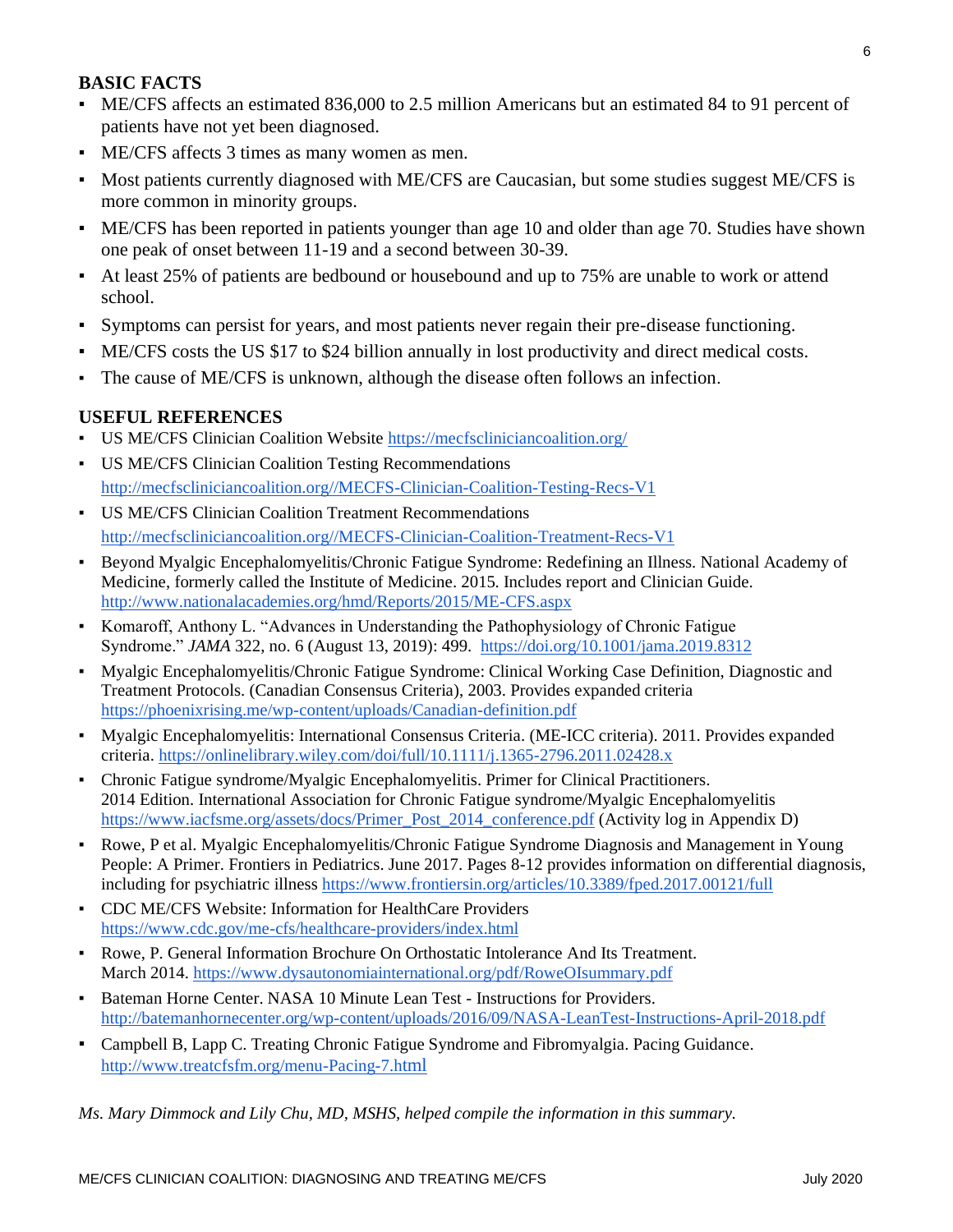## BASIC FACTS

- ME/CFS affects an estimated 836,000 to 2.5 million Americans but an estimated 84 to 91 percent of patients have not yet been diagnosed.
- ME/CFS affects 3 times as many women as men.
- Most patients currently diagnosed with ME/CFS are Caucasian, but some studies suggest ME/CFS is more common in minority groups.
- ME/CFS has been reported in patients younger than age 10 and older than age 70. Studies have shown one peak of onset between 11-19 and a second between 30-39.
- At least 25% of patients are bedbound or housebound and up to 75% are unable to work or attend school.
- Symptoms can persist for years, and most patients never regain their pre-disease functioning.
- ME/CFS costs the US $17 to $24 billion annually in lost productivity and direct medical costs.
- The cause of ME/CFS is unknown, although the disease often follows an infection.

## USEFUL REFERENCES

- US ME/CFS Clinician Coalition Website https://mecfscliniciancoalition.org/
- US ME/CFS Clinician Coalition Testing Recommendations http://mecfscliniciancoalition.org//MECFS-Clinician-Coalition-Testing-Recs-V1
- US ME/CFS Clinician Coalition Treatment Recommendations http://mecfscliniciancoalition.org//MECFS-Clinician-Coalition-Treatment-Recs-V1
- Beyond Myalgic Encephalomyelitis/Chronic Fatigue Syndrome: Redefining an Illness. National Academy of Medicine, formerly called the Institute of Medicine. 2015. Includes report and Clinician Guide. http://www.nationalacademies.org/hmd/Reports/2015/ME-CFS.aspx
- Komaroff, Anthony L. "Advances in Understanding the Pathophysiology of Chronic Fatigue Syndrome." *JAMA* 322, no. 6 (August 13, 2019): 499. https://doi.org/10.1001/jama.2019.8312
- Myalgic Encephalomyelitis/Chronic Fatigue Syndrome: Clinical Working Case Definition, Diagnostic and Treatment Protocols. (Canadian Consensus Criteria), 2003. Provides expanded criteria https://phoenixrising.me/wp-content/uploads/Canadian-definition.pdf
- Myalgic Encephalomyelitis: International Consensus Criteria. (ME-ICC criteria). 2011. Provides expanded criteria. https://onlinelibrary.wiley.com/doi/full/10.1111/j.1365-2796.2011.02428.x
- Chronic Fatigue syndrome/Myalgic Encephalomyelitis. Primer for Clinical Practitioners. 2014 Edition. International Association for Chronic Fatigue syndrome/Myalgic Encephalomyelitis https://www.iacfsme.org/assets/docs/Primer_Post_2014_conference.pdf (Activity log in Appendix D)
- Rowe, P et al. Myalgic Encephalomyelitis/Chronic Fatigue Syndrome Diagnosis and Management in Young People: A Primer. Frontiers in Pediatrics. June 2017. Pages 8-12 provides information on differential diagnosis, including for psychiatric illness https://www.frontiersin.org/articles/10.3389/fped.2017.00121/full
- CDC ME/CFS Website: Information for HealthCare Providers https://www.cdc.gov/me-cfs/healthcare-providers/index.html
- Rowe, P. General Information Brochure On Orthostatic Intolerance And Its Treatment. March 2014. https://www.dysautonomiainternational.org/pdf/RoweOIsummary.pdf
- Bateman Horne Center. NASA 10 Minute Lean Test - Instructions for Providers. http://batemanhornecenter.org/wp-content/uploads/2016/09/NASA-LeanTest-Instructions-April-2018.pdf
- Campbell B, Lapp C. Treating Chronic Fatigue Syndrome and Fibromyalgia. Pacing Guidance. http://www.treatcfsfm.org/menu-Pacing-7.html

*Ms. Mary Dimmock and Lily Chu, MD, MSHS, helped compile the information in this summary.*